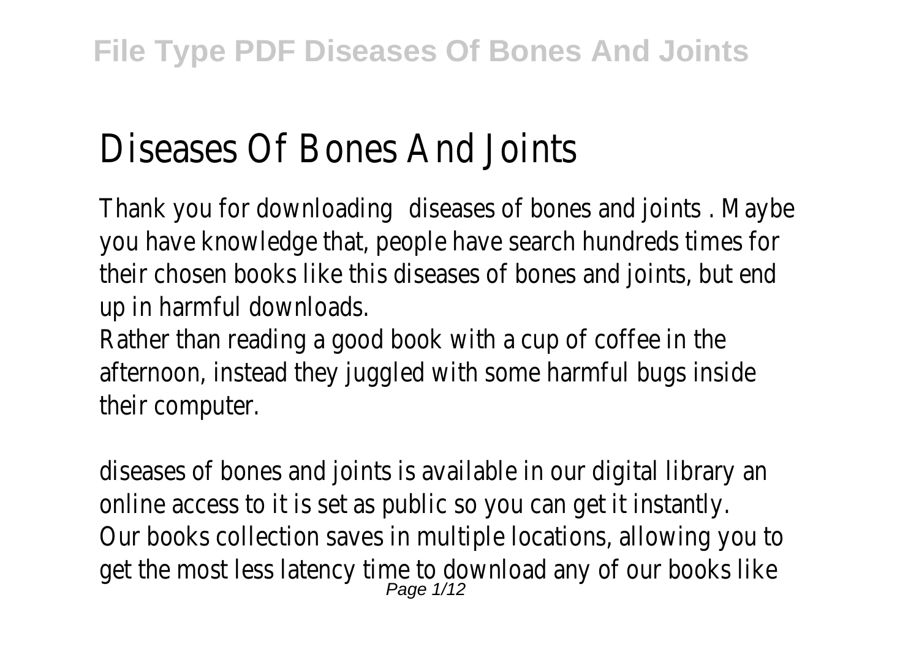# Diseases Of Bones And Joints

Thank you for downloading diseases of bones and joints . Maybe you have knowledge that, people have search hundreds times for their chosen books like this diseases of bones and joints, but end up in harmful downloads.

Rather than reading a good book with a cup of coffee in the afternoon, instead they juggled with some harmful bugs inside their computer.

diseases of bones and joints is available in our digital library an online access to it is set as public so you can get it instantly. Our books collection saves in multiple locations, allowing you to get the most less latency time to download any of our books like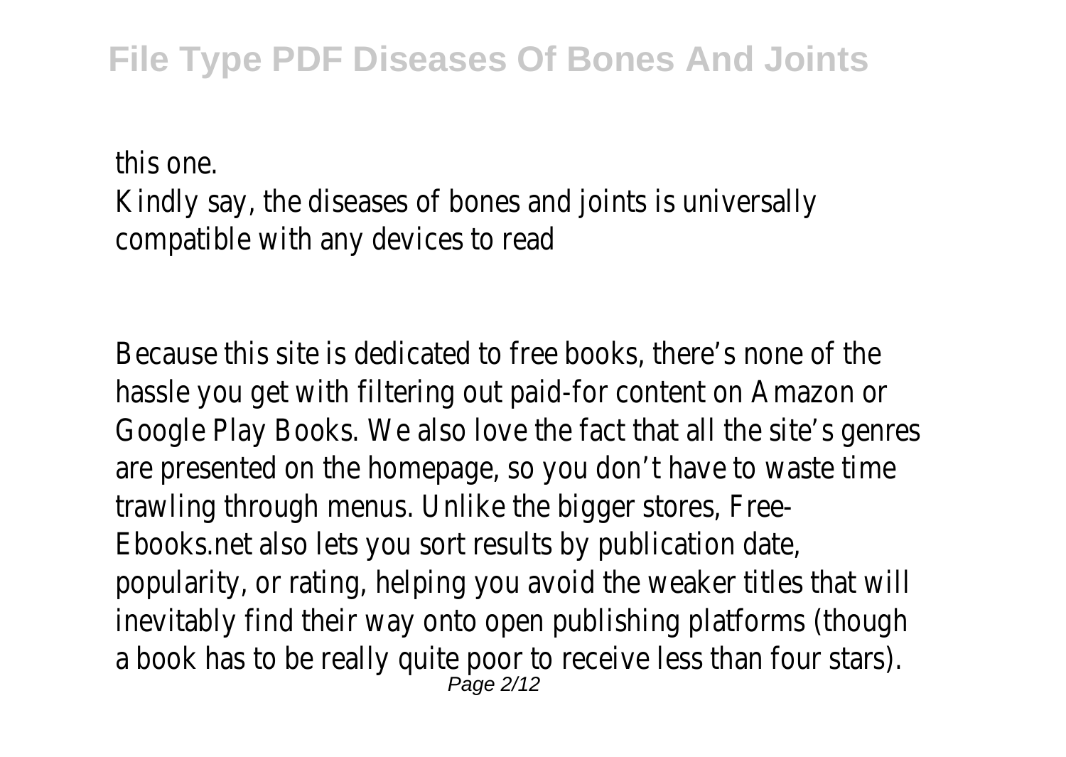this one.

Kindly say, the diseases of bones and joints is universally compatible with any devices to read

Because this site is dedicated to free books, there's none of the hassle you get with filtering out paid-for content on Amazon or Google Play Books. We also love the fact that all the site's genres are presented on the homepage, so you don't have to waste time trawling through menus. Unlike the bigger stores, Free-Ebooks.net also lets you sort results by publication date, popularity, or rating, helping you avoid the weaker titles that will inevitably find their way onto open publishing platforms (though a book has to be really quite poor to receive less than four stars).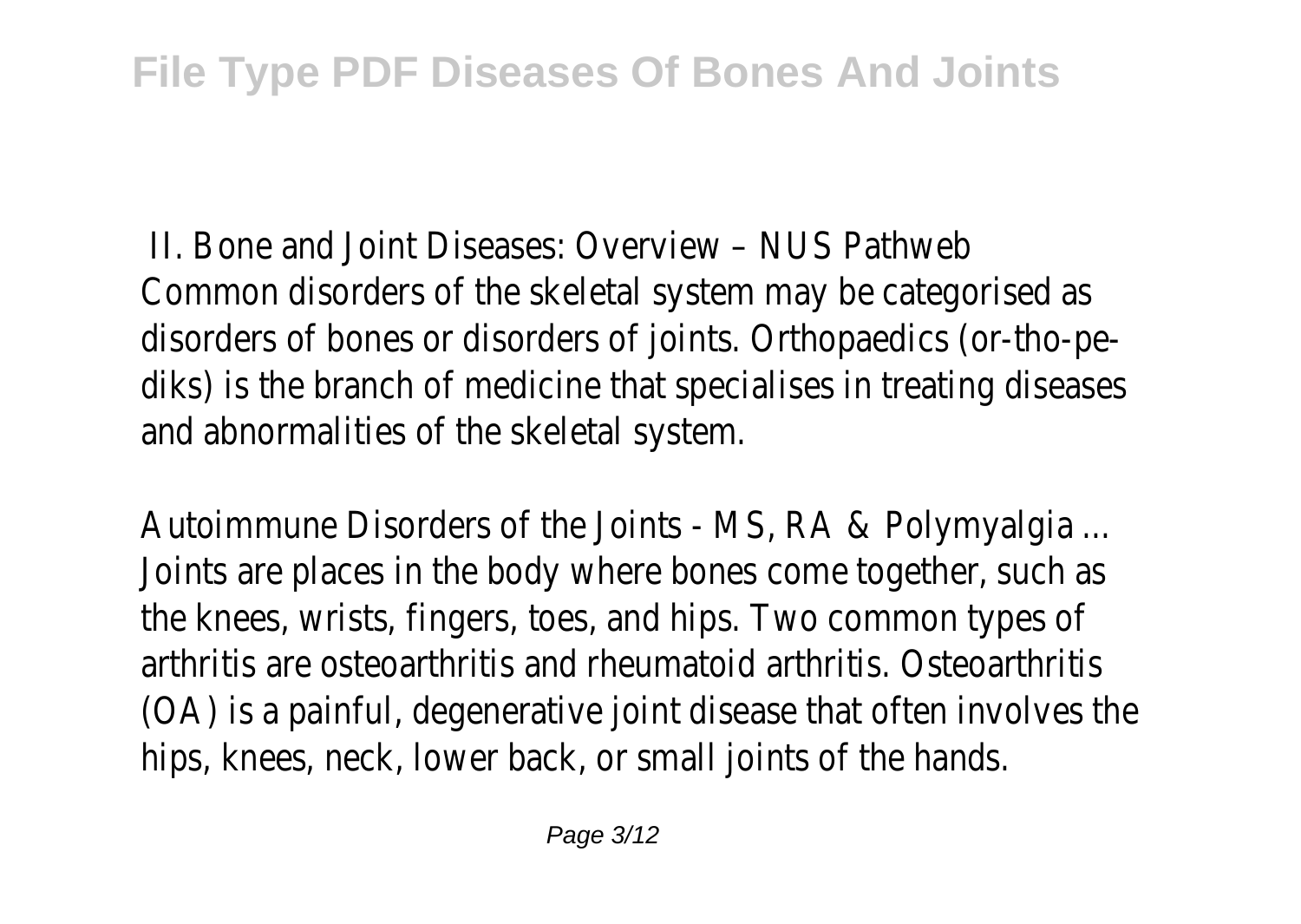II. Bone and Joint Diseases: Overview – NUS Pathweb

Common disorders of the skeletal system may be categorised as disorders of bones or disorders of joints. Orthopaedics (or-tho-pe-diks) is the branch of medicine that specialises in treating diseases and abnormalities of the skeletal system.

Autoimmune Disorders of the Joints - MS, RA & Polymyalgia ...

Joints are places in the body where bones come together, such as the knees, wrists, fingers, toes, and hips. Two common types of arthritis are osteoarthritis and rheumatoid arthritis. Osteoarthritis (OA) is a painful, degenerative joint disease that often involves the hips, knees, neck, lower back, or small joints of the hands.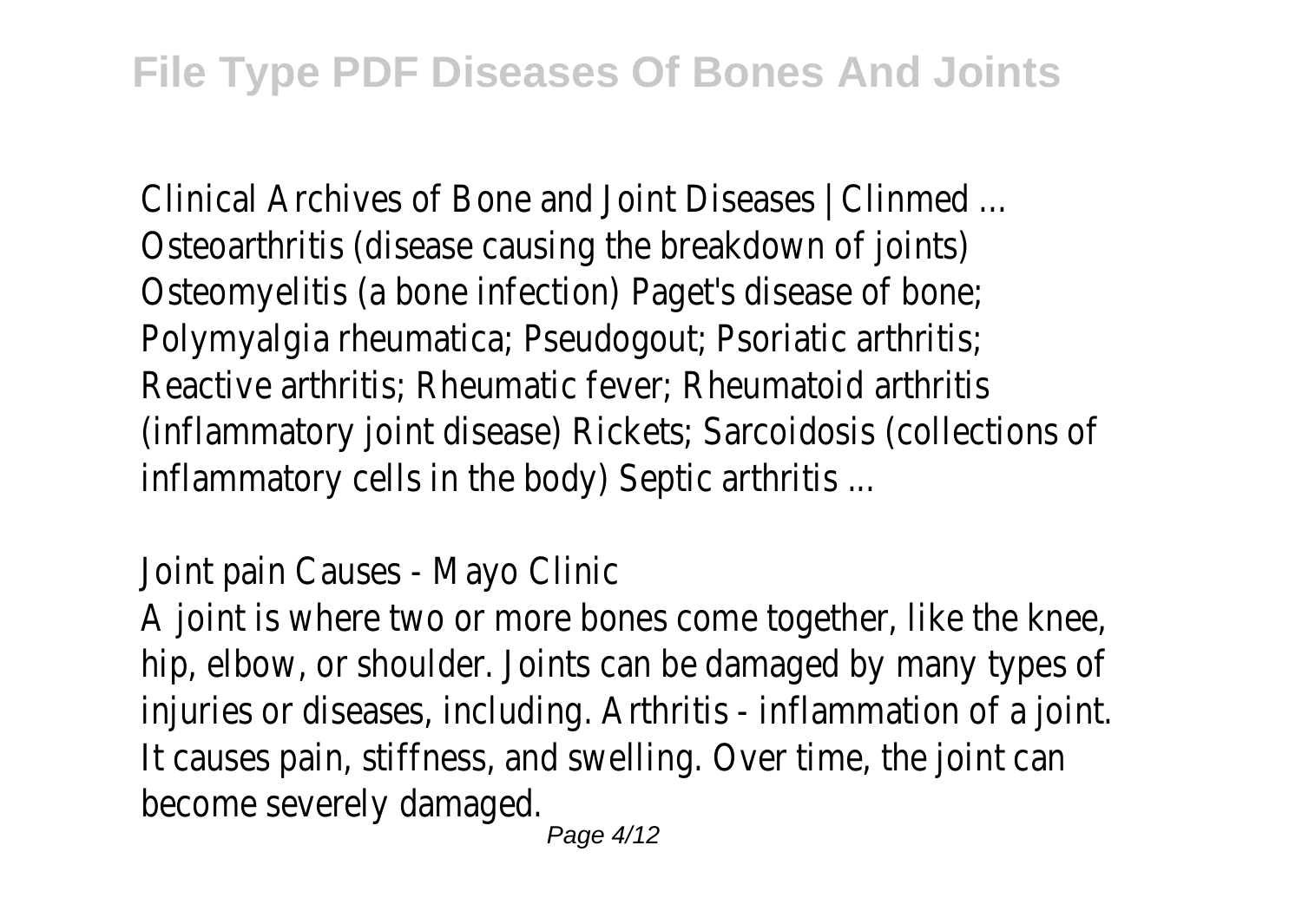Clinical Archives of Bone and Joint Diseases | Clinmed ...
Osteoarthritis (disease causing the breakdown of joints) Osteomyelitis (a bone infection) Paget's disease of bone; Polymyalgia rheumatica; Pseudogout; Psoriatic arthritis; Reactive arthritis; Rheumatic fever; Rheumatoid arthritis (inflammatory joint disease) Rickets; Sarcoidosis (collections of inflammatory cells in the body) Septic arthritis ...

Joint pain Causes - Mayo Clinic
A joint is where two or more bones come together, like the knee, hip, elbow, or shoulder. Joints can be damaged by many types of injuries or diseases, including. Arthritis - inflammation of a joint. It causes pain, stiffness, and swelling. Over time, the joint can become severely damaged.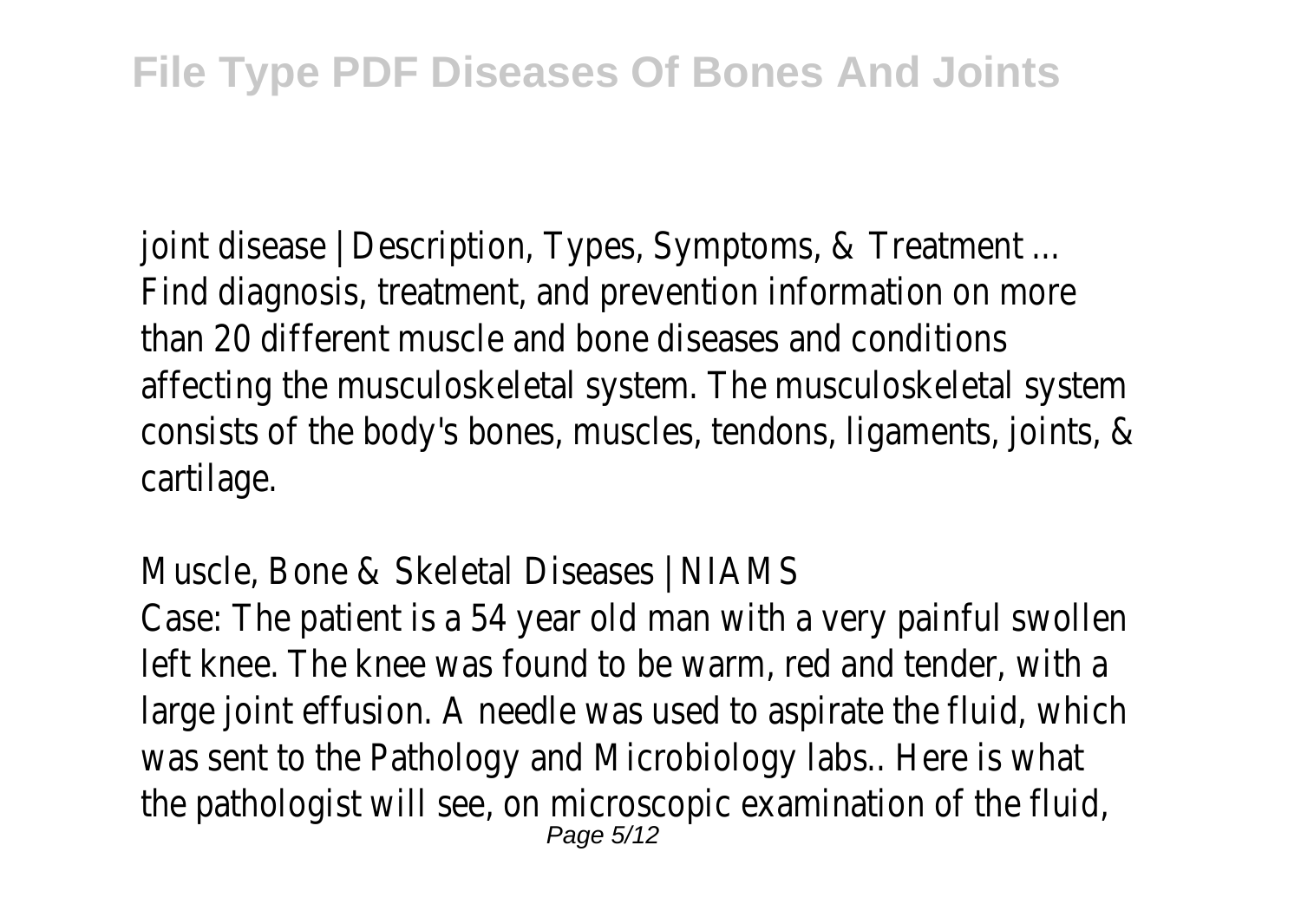joint disease | Description, Types, Symptoms, & Treatment ...
Find diagnosis, treatment, and prevention information on more than 20 different muscle and bone diseases and conditions affecting the musculoskeletal system. The musculoskeletal system consists of the body's bones, muscles, tendons, ligaments, joints, & cartilage.

Muscle, Bone & Skeletal Diseases | NIAMS
Case: The patient is a 54 year old man with a very painful swollen left knee. The knee was found to be warm, red and tender, with a large joint effusion. A needle was used to aspirate the fluid, which was sent to the Pathology and Microbiology labs.. Here is what the pathologist will see, on microscopic examination of the fluid,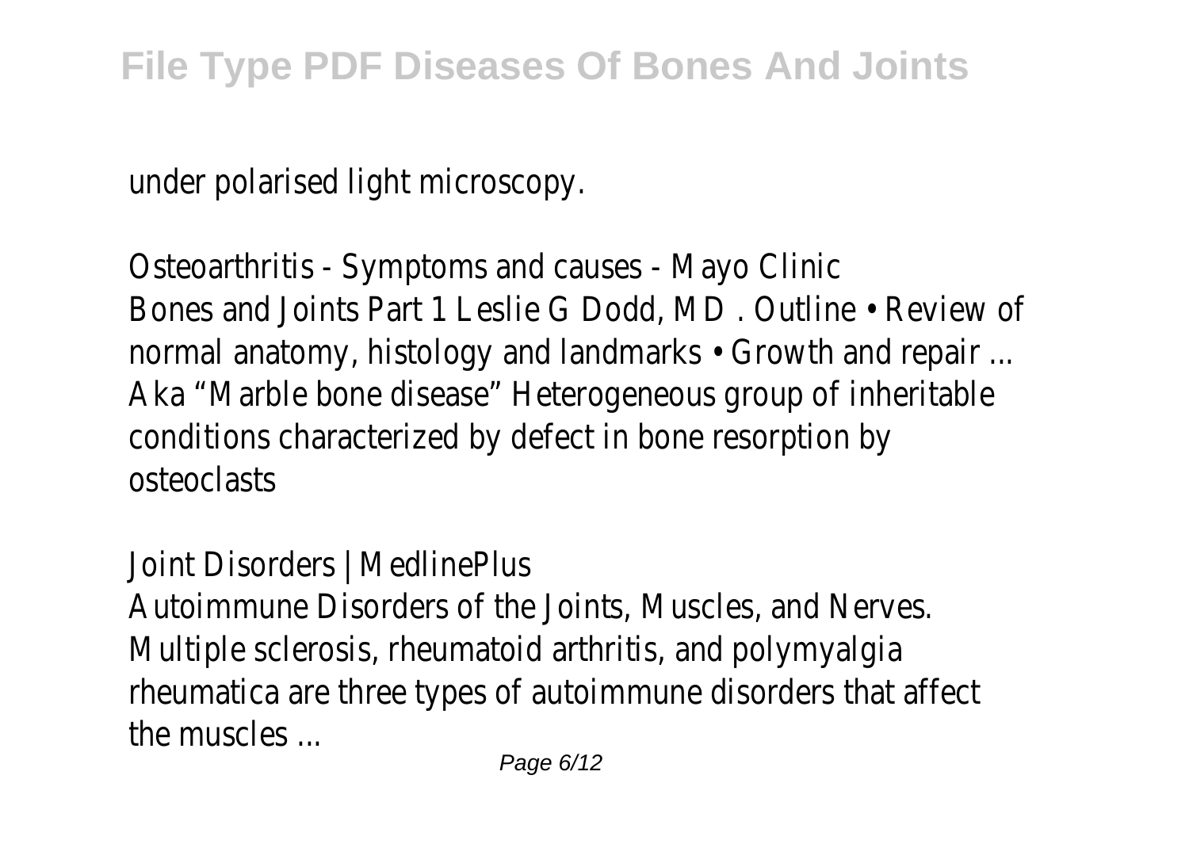under polarised light microscopy.

Osteoarthritis - Symptoms and causes - Mayo Clinic
Bones and Joints Part 1 Leslie G Dodd, MD . Outline • Review of normal anatomy, histology and landmarks • Growth and repair ... Aka "Marble bone disease" Heterogeneous group of inheritable conditions characterized by defect in bone resorption by osteoclasts

Joint Disorders | MedlinePlus
Autoimmune Disorders of the Joints, Muscles, and Nerves. Multiple sclerosis, rheumatoid arthritis, and polymyalgia rheumatica are three types of autoimmune disorders that affect the muscles ...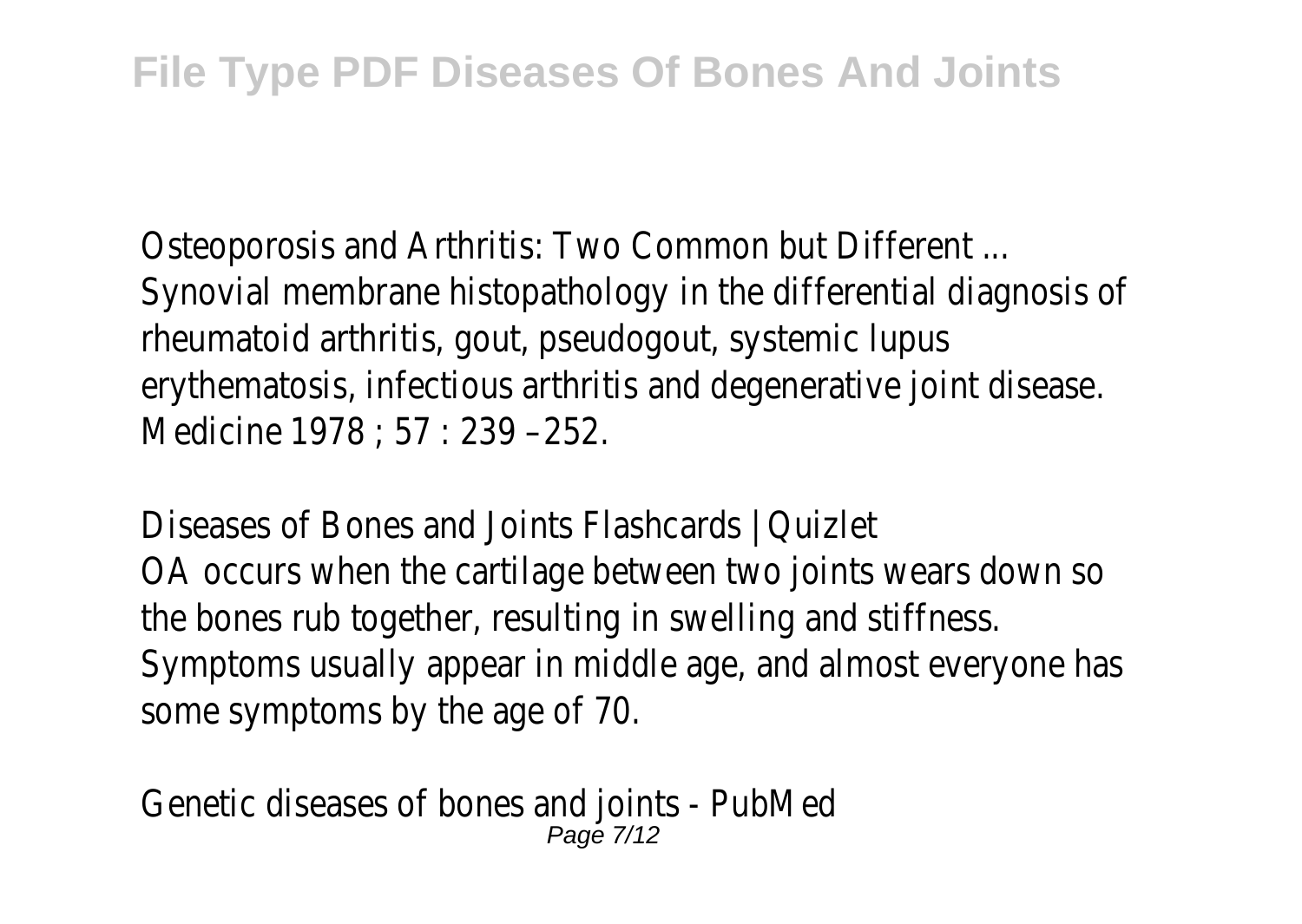Osteoporosis and Arthritis: Two Common but Different ...

Synovial membrane histopathology in the differential diagnosis of rheumatoid arthritis, gout, pseudogout, systemic lupus erythematosis, infectious arthritis and degenerative joint disease. Medicine 1978 ; 57 : 239 –252.

Diseases of Bones and Joints Flashcards | Quizlet

OA occurs when the cartilage between two joints wears down so the bones rub together, resulting in swelling and stiffness. Symptoms usually appear in middle age, and almost everyone has some symptoms by the age of 70.

Genetic diseases of bones and joints - PubMed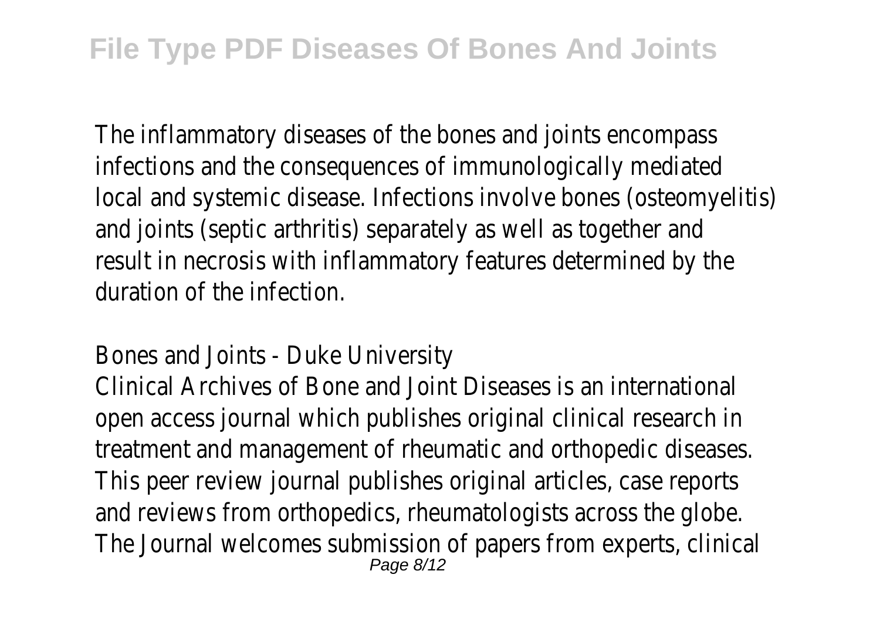The inflammatory diseases of the bones and joints encompass infections and the consequences of immunologically mediated local and systemic disease. Infections involve bones (osteomyelitis) and joints (septic arthritis) separately as well as together and result in necrosis with inflammatory features determined by the duration of the infection.

Bones and Joints - Duke University

Clinical Archives of Bone and Joint Diseases is an international open access journal which publishes original clinical research in treatment and management of rheumatic and orthopedic diseases. This peer review journal publishes original articles, case reports and reviews from orthopedics, rheumatologists across the globe. The Journal welcomes submission of papers from experts, clinical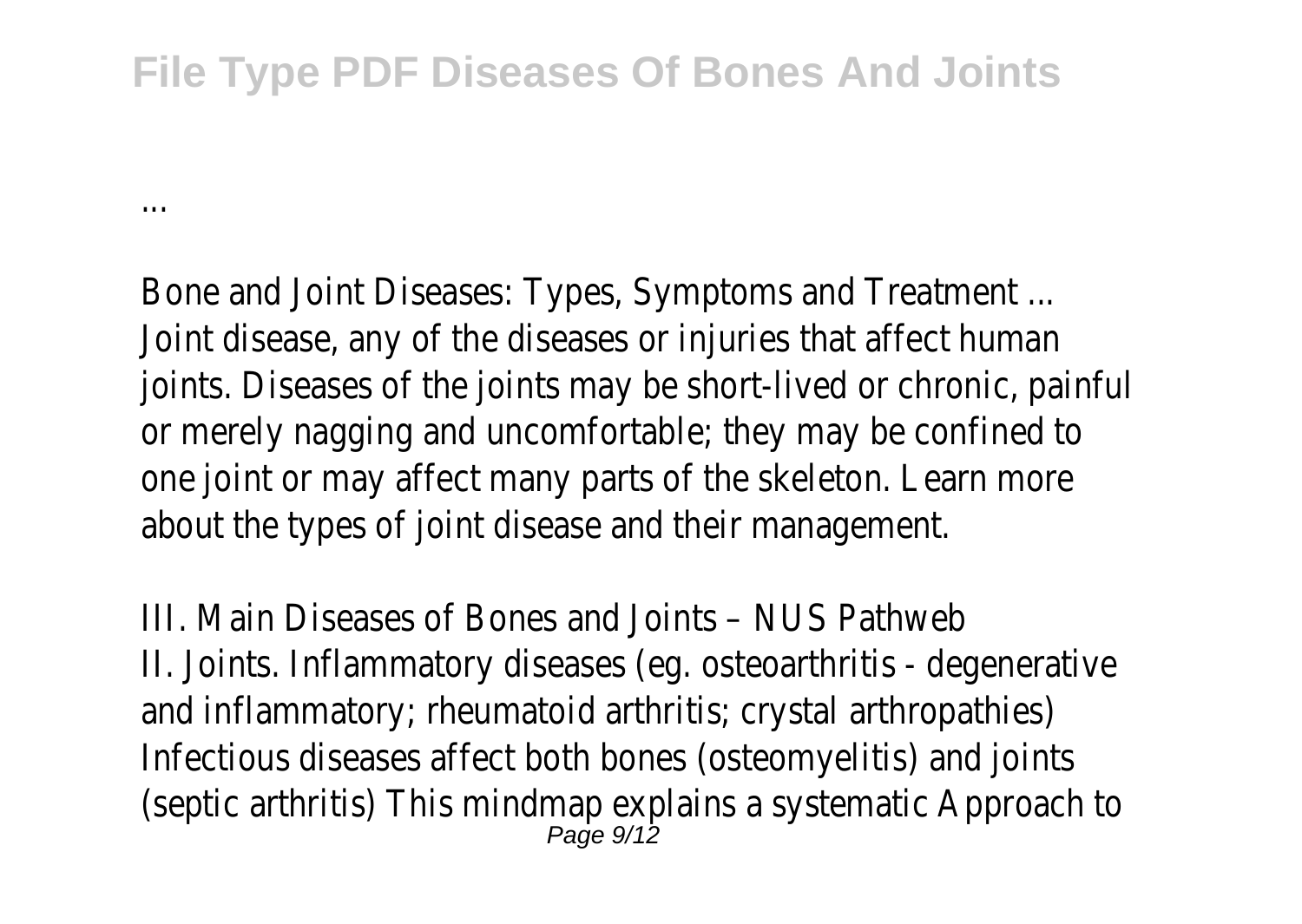...

Bone and Joint Diseases: Types, Symptoms and Treatment ...
Joint disease, any of the diseases or injuries that affect human joints. Diseases of the joints may be short-lived or chronic, painful or merely nagging and uncomfortable; they may be confined to one joint or may affect many parts of the skeleton. Learn more about the types of joint disease and their management.

III. Main Diseases of Bones and Joints – NUS Pathweb
II. Joints. Inflammatory diseases (eg. osteoarthritis - degenerative and inflammatory; rheumatoid arthritis; crystal arthropathies) Infectious diseases affect both bones (osteomyelitis) and joints (septic arthritis) This mindmap explains a systematic Approach to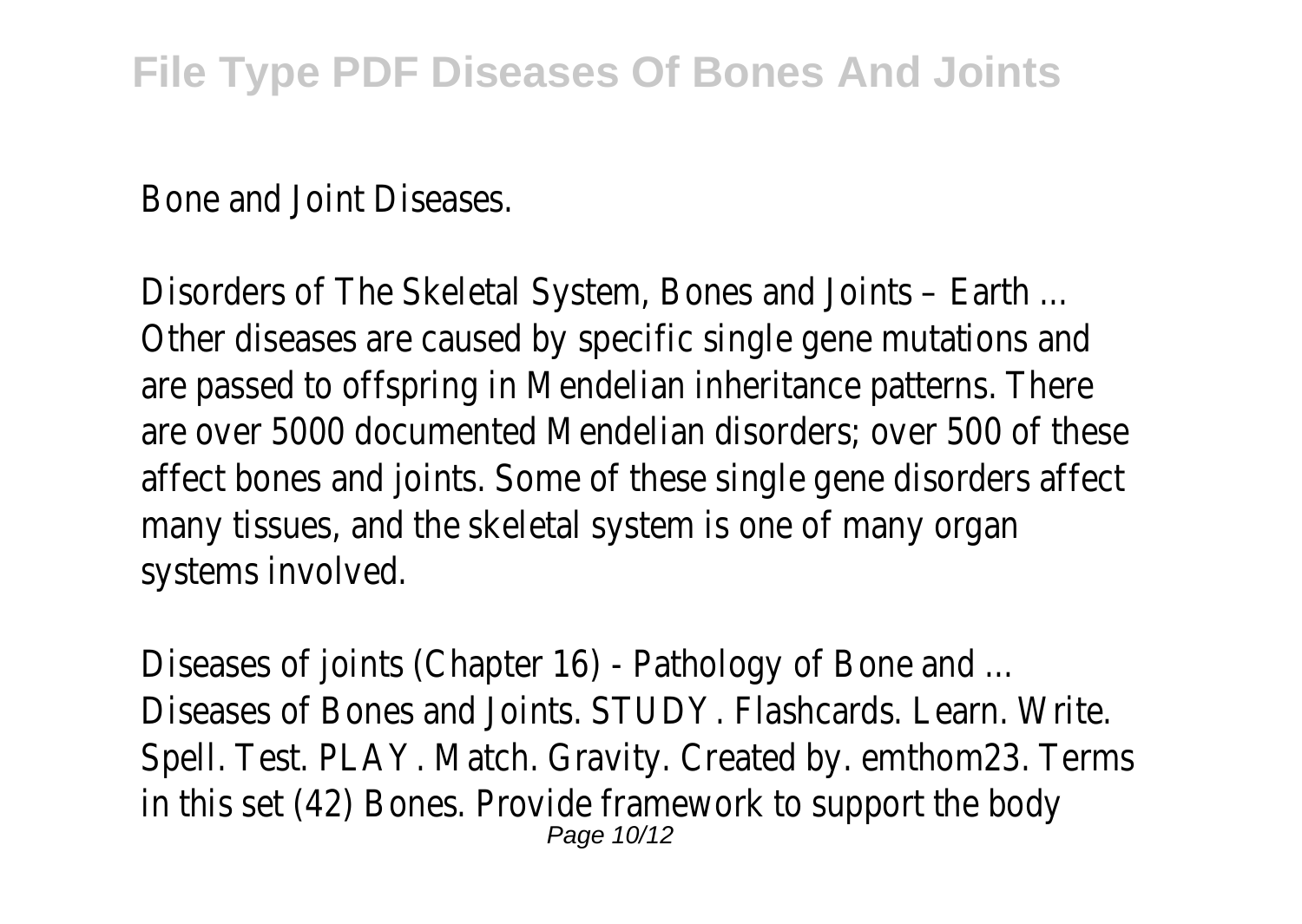Bone and Joint Diseases.

Disorders of The Skeletal System, Bones and Joints – Earth ...
Other diseases are caused by specific single gene mutations and are passed to offspring in Mendelian inheritance patterns. There are over 5000 documented Mendelian disorders; over 500 of these affect bones and joints. Some of these single gene disorders affect many tissues, and the skeletal system is one of many organ systems involved.

Diseases of joints (Chapter 16) - Pathology of Bone and ...
Diseases of Bones and Joints. STUDY. Flashcards. Learn. Write. Spell. Test. PLAY. Match. Gravity. Created by. emthom23. Terms in this set (42) Bones. Provide framework to support the body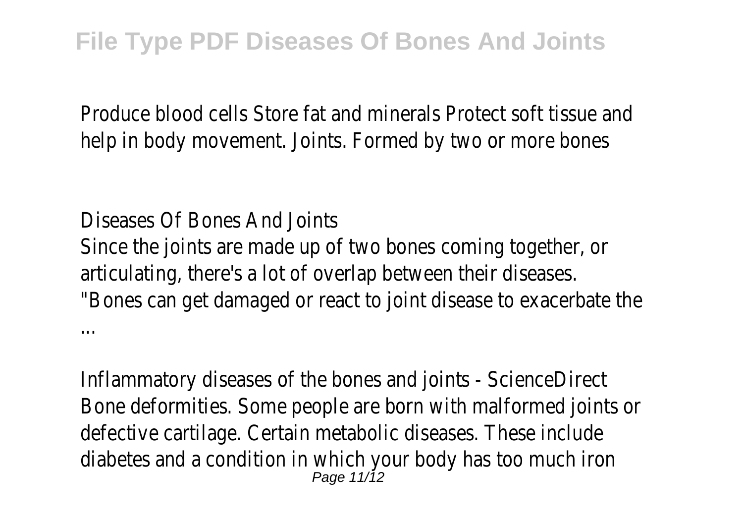Produce blood cells Store fat and minerals Protect soft tissue and help in body movement. Joints. Formed by two or more bones

Diseases Of Bones And Joints

Since the joints are made up of two bones coming together, or articulating, there's a lot of overlap between their diseases. "Bones can get damaged or react to joint disease to exacerbate the ...

Inflammatory diseases of the bones and joints - ScienceDirect

Bone deformities. Some people are born with malformed joints or defective cartilage. Certain metabolic diseases. These include diabetes and a condition in which your body has too much iron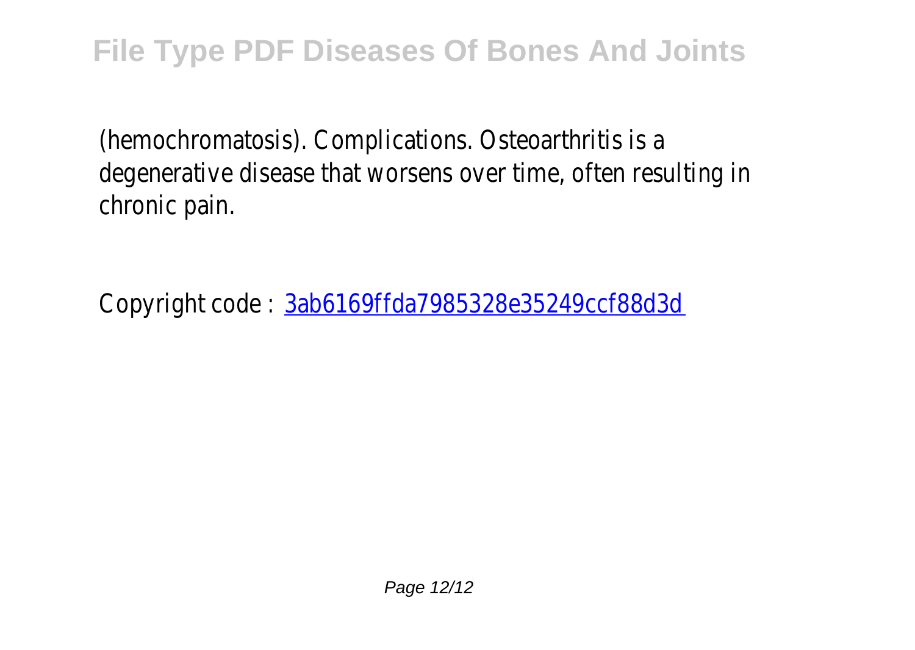(hemochromatosis). Complications. Osteoarthritis is a degenerative disease that worsens over time, often resulting in chronic pain.

Copyright code : 3ab6169ffda7985328e35249ccf88d3d